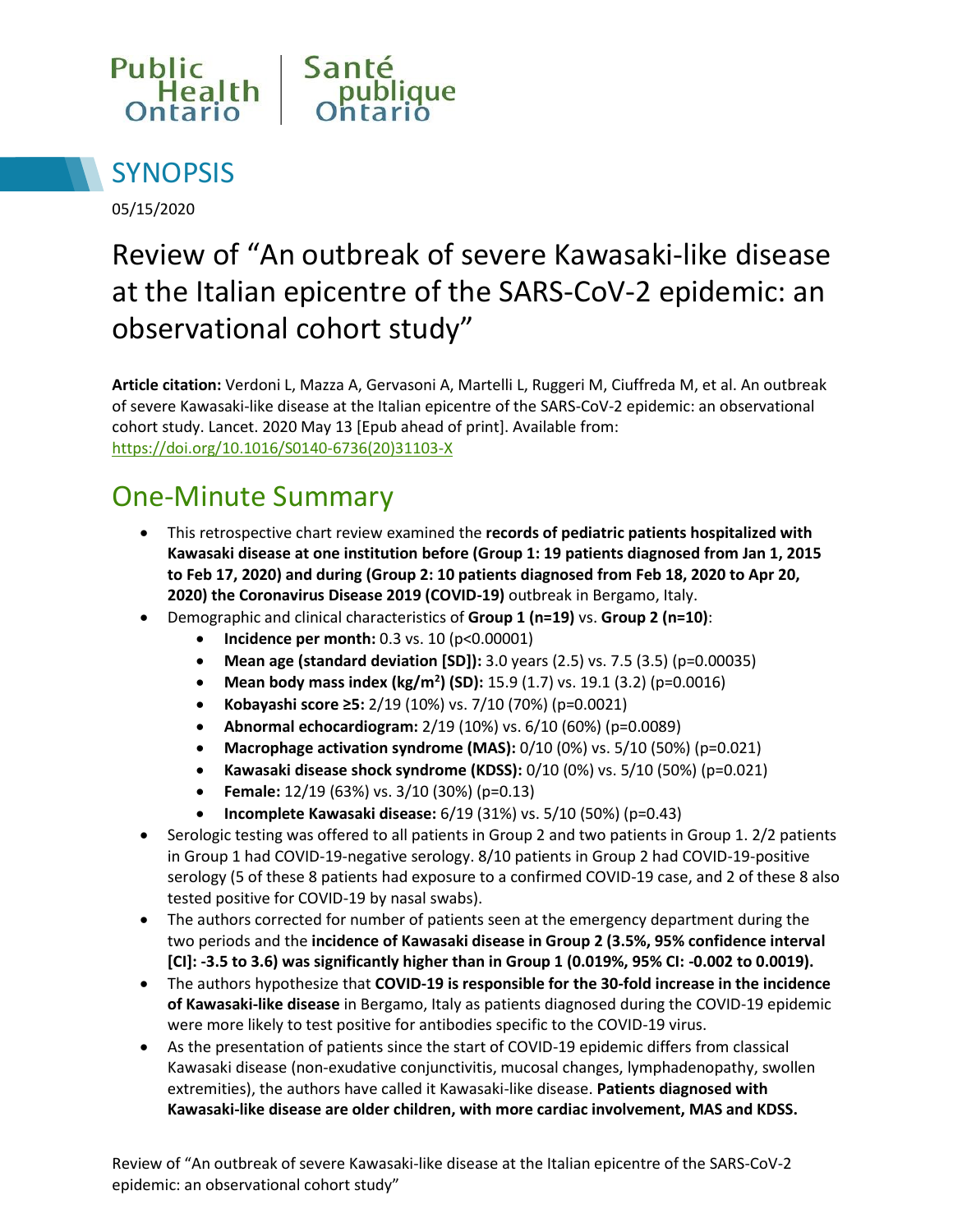Public Health Ontario | Santé publique Ontario

# SYNOPSIS

05/15/2020

# Review of "An outbreak of severe Kawasaki-like disease at the Italian epicentre of the SARS-CoV-2 epidemic: an observational cohort study"

**Article citation:** Verdoni L, Mazza A, Gervasoni A, Martelli L, Ruggeri M, Ciuffreda M, et al. An outbreak of severe Kawasaki-like disease at the Italian epicentre of the SARS-CoV-2 epidemic: an observational cohort study. Lancet. 2020 May 13 [Epub ahead of print]. Available from: https://doi.org/10.1016/S0140-6736(20)31103-X

## One-Minute Summary

- This retrospective chart review examined the **records of pediatric patients hospitalized with Kawasaki disease at one institution before (Group 1: 19 patients diagnosed from Jan 1, 2015 to Feb 17, 2020) and during (Group 2: 10 patients diagnosed from Feb 18, 2020 to Apr 20, 2020) the Coronavirus Disease 2019 (COVID-19)** outbreak in Bergamo, Italy.
- Demographic and clinical characteristics of **Group 1 (n=19)** vs. **Group 2 (n=10)**:
  - **Incidence per month:** 0.3 vs. 10 (p<0.00001)
  - **Mean age (standard deviation [SD]):** 3.0 years (2.5) vs. 7.5 (3.5) (p=0.00035)
  - **Mean body mass index (kg/m$^2$) (SD):** 15.9 (1.7) vs. 19.1 (3.2) (p=0.0016)
  - **Kobayashi score ≥5:** 2/19 (10%) vs. 7/10 (70%) (p=0.0021)
  - **Abnormal echocardiogram:** 2/19 (10%) vs. 6/10 (60%) (p=0.0089)
  - **Macrophage activation syndrome (MAS):** 0/10 (0%) vs. 5/10 (50%) (p=0.021)
  - **Kawasaki disease shock syndrome (KDSS):** 0/10 (0%) vs. 5/10 (50%) (p=0.021)
  - **Female:** 12/19 (63%) vs. 3/10 (30%) (p=0.13)
  - **Incomplete Kawasaki disease:** 6/19 (31%) vs. 5/10 (50%) (p=0.43)
- Serologic testing was offered to all patients in Group 2 and two patients in Group 1. 2/2 patients in Group 1 had COVID-19-negative serology. 8/10 patients in Group 2 had COVID-19-positive serology (5 of these 8 patients had exposure to a confirmed COVID-19 case, and 2 of these 8 also tested positive for COVID-19 by nasal swabs).
- The authors corrected for number of patients seen at the emergency department during the two periods and the **incidence of Kawasaki disease in Group 2 (3.5%, 95% confidence interval [CI]: -3.5 to 3.6) was significantly higher than in Group 1 (0.019%, 95% CI: -0.002 to 0.0019).**
- The authors hypothesize that **COVID-19 is responsible for the 30-fold increase in the incidence of Kawasaki-like disease** in Bergamo, Italy as patients diagnosed during the COVID-19 epidemic were more likely to test positive for antibodies specific to the COVID-19 virus.
- As the presentation of patients since the start of COVID-19 epidemic differs from classical Kawasaki disease (non-exudative conjunctivitis, mucosal changes, lymphadenopathy, swollen extremities), the authors have called it Kawasaki-like disease. **Patients diagnosed with Kawasaki-like disease are older children, with more cardiac involvement, MAS and KDSS.**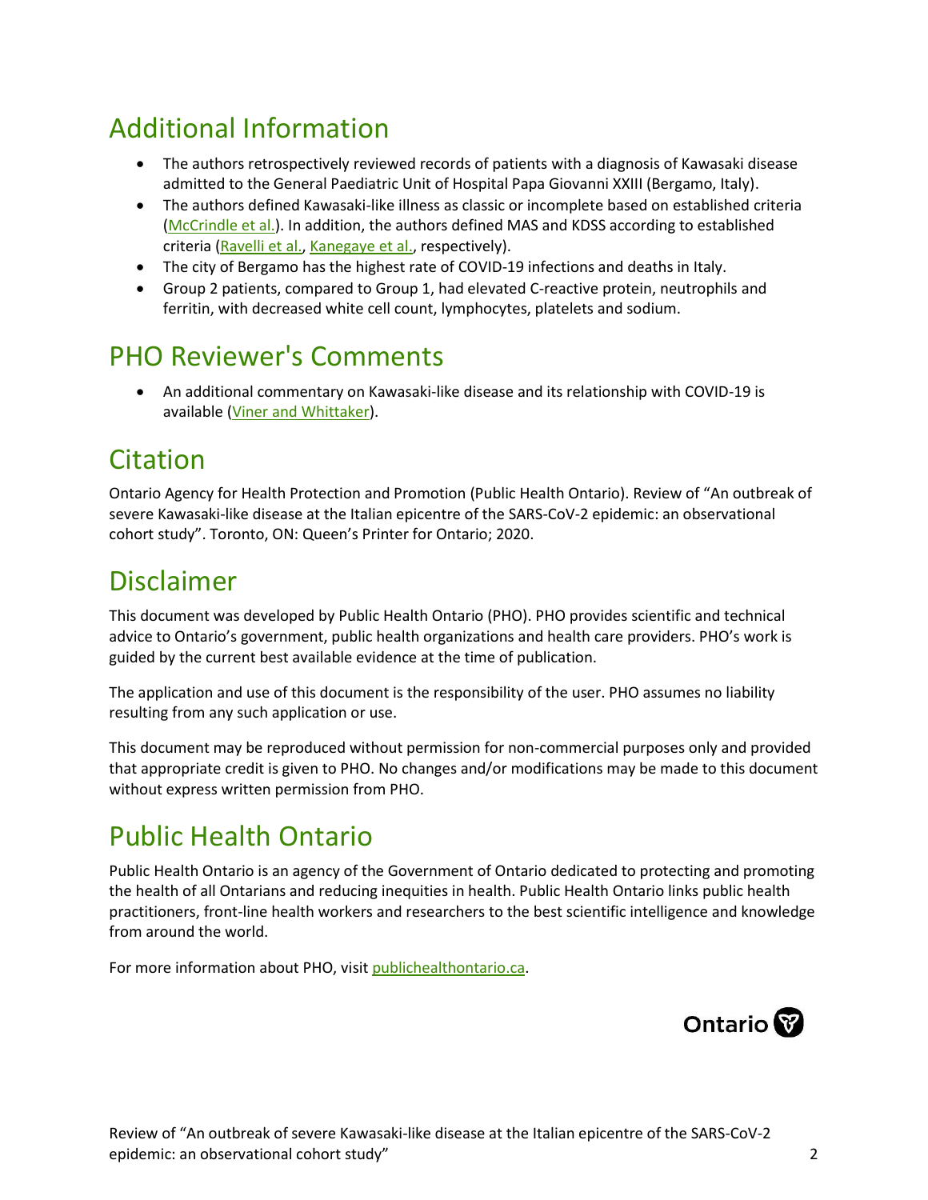## Additional Information

- The authors retrospectively reviewed records of patients with a diagnosis of Kawasaki disease admitted to the General Paediatric Unit of Hospital Papa Giovanni XXIII (Bergamo, Italy).
- The authors defined Kawasaki-like illness as classic or incomplete based on established criteria (McCrindle et al.). In addition, the authors defined MAS and KDSS according to established criteria (Ravelli et al., Kanegaye et al., respectively).
- The city of Bergamo has the highest rate of COVID-19 infections and deaths in Italy.
- Group 2 patients, compared to Group 1, had elevated C-reactive protein, neutrophils and ferritin, with decreased white cell count, lymphocytes, platelets and sodium.

## PHO Reviewer's Comments

- An additional commentary on Kawasaki-like disease and its relationship with COVID-19 is available (Viner and Whittaker).

## Citation

Ontario Agency for Health Protection and Promotion (Public Health Ontario). Review of "An outbreak of severe Kawasaki-like disease at the Italian epicentre of the SARS-CoV-2 epidemic: an observational cohort study". Toronto, ON: Queen's Printer for Ontario; 2020.

## Disclaimer

This document was developed by Public Health Ontario (PHO). PHO provides scientific and technical advice to Ontario's government, public health organizations and health care providers. PHO's work is guided by the current best available evidence at the time of publication.

The application and use of this document is the responsibility of the user. PHO assumes no liability resulting from any such application or use.

This document may be reproduced without permission for non-commercial purposes only and provided that appropriate credit is given to PHO. No changes and/or modifications may be made to this document without express written permission from PHO.

## Public Health Ontario

Public Health Ontario is an agency of the Government of Ontario dedicated to protecting and promoting the health of all Ontarians and reducing inequities in health. Public Health Ontario links public health practitioners, front-line health workers and researchers to the best scientific intelligence and knowledge from around the world.

For more information about PHO, visit publichealthontario.ca.

Ontario